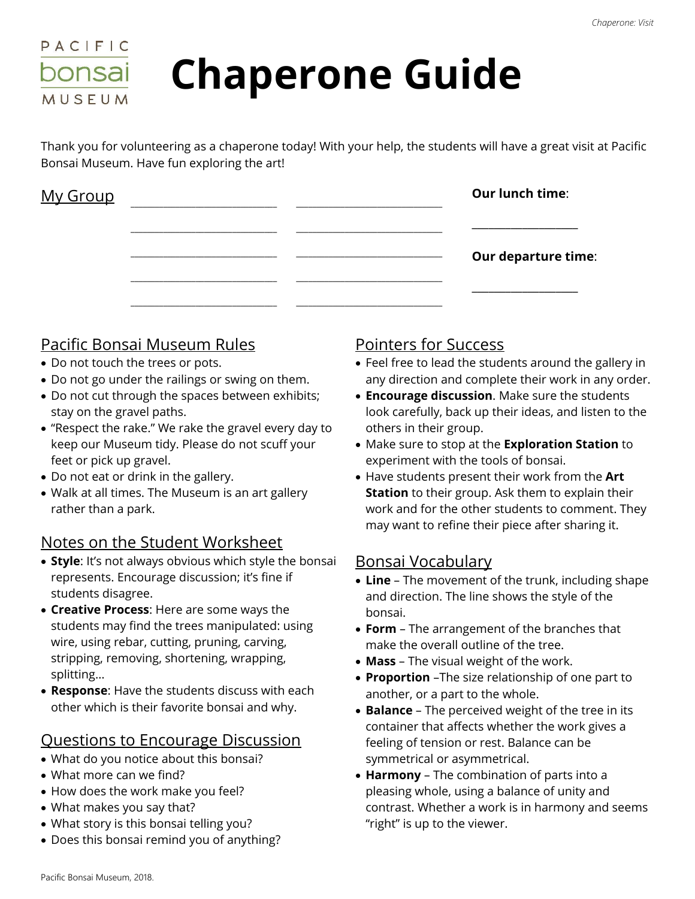# Chaperone Guide

Thank you for volunteering as a chaperone today! With your help, the students will have a great visit at Pacific Bonsai Museum. Have fun exploring the art!

## My Group

______________________ ______________________

______________________ ______________________

______________________ ______________________

______________________ ______________________

______________________ ______________________

**Our lunch time**:

________________

**Our departure time**:

________________

## Pacific Bonsai Museum Rules

- Do not touch the trees or pots.
- Do not go under the railings or swing on them.
- Do not cut through the spaces between exhibits; stay on the gravel paths.
- "Respect the rake." We rake the gravel every day to keep our Museum tidy. Please do not scuff your feet or pick up gravel.
- Do not eat or drink in the gallery.
- Walk at all times. The Museum is an art gallery rather than a park.

## Notes on the Student Worksheet

- **Style**: It's not always obvious which style the bonsai represents. Encourage discussion; it's fine if students disagree.
- **Creative Process**: Here are some ways the students may find the trees manipulated: using wire, using rebar, cutting, pruning, carving, stripping, removing, shortening, wrapping, splitting…
- **Response**: Have the students discuss with each other which is their favorite bonsai and why.

## Questions to Encourage Discussion

- What do you notice about this bonsai?
- What more can we find?
- How does the work make you feel?
- What makes you say that?
- What story is this bonsai telling you?
- Does this bonsai remind you of anything?

## Pointers for Success

- Feel free to lead the students around the gallery in any direction and complete their work in any order.
- **Encourage discussion**. Make sure the students look carefully, back up their ideas, and listen to the others in their group.
- Make sure to stop at the **Exploration Station** to experiment with the tools of bonsai.
- Have students present their work from the **Art Station** to their group. Ask them to explain their work and for the other students to comment. They may want to refine their piece after sharing it.

## Bonsai Vocabulary

- **Line** – The movement of the trunk, including shape and direction. The line shows the style of the bonsai.
- **Form** – The arrangement of the branches that make the overall outline of the tree.
- **Mass** – The visual weight of the work.
- **Proportion** –The size relationship of one part to another, or a part to the whole.
- **Balance** – The perceived weight of the tree in its container that affects whether the work gives a feeling of tension or rest. Balance can be symmetrical or asymmetrical.
- **Harmony** – The combination of parts into a pleasing whole, using a balance of unity and contrast. Whether a work is in harmony and seems "right" is up to the viewer.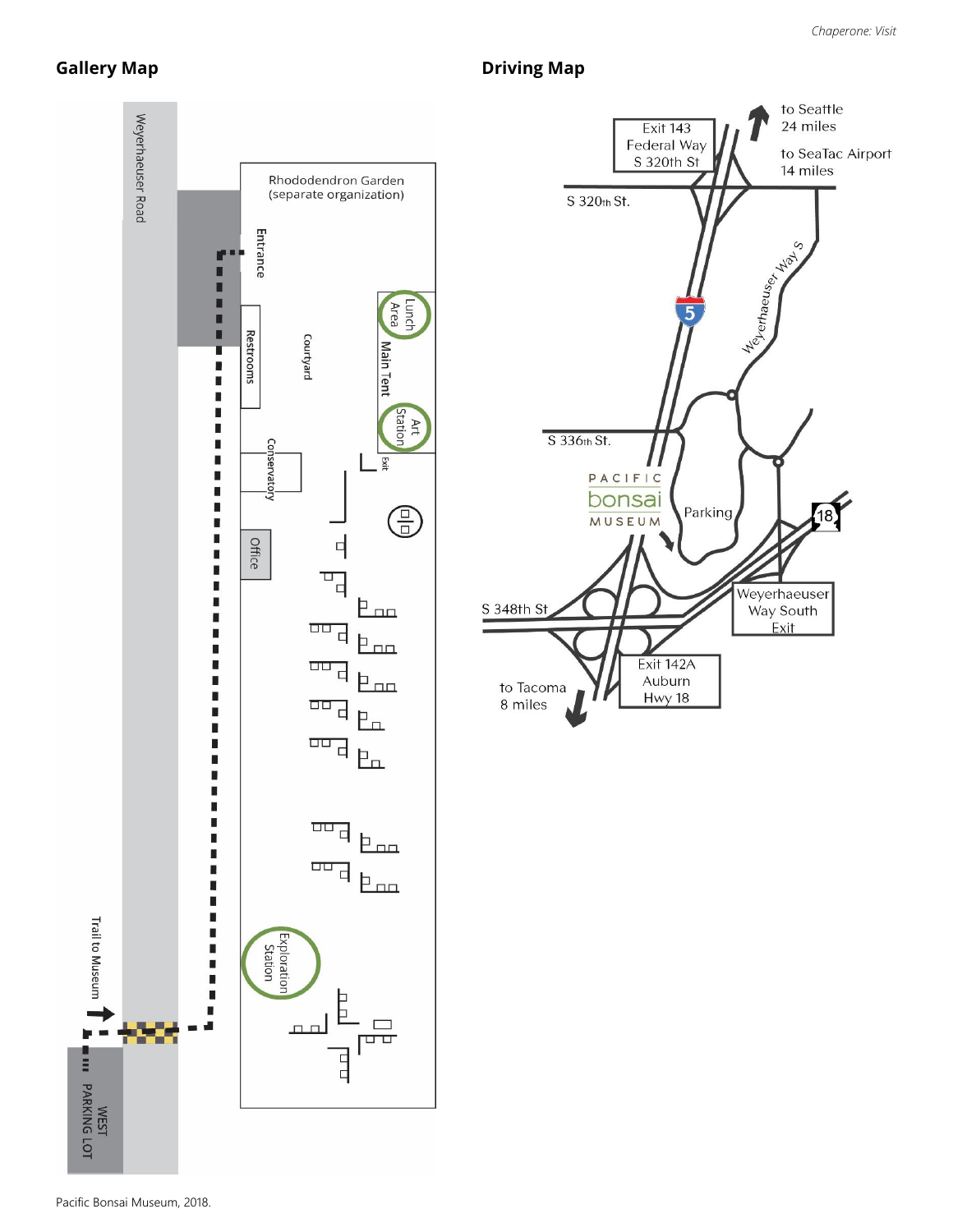## Gallery Map

Weyerhaeuser Road

Rhododendron Garden (separate organization)

Entrance

Restrooms

Courtyard

Lunch Area

Main Tent

Art Station

Exit

Conservatory

Office

Exploration Station

Trail to Museum

WEST PARKING LOT

## Driving Map

Exit 143 Federal Way S 320th St

to Seattle 24 miles

to SeaTac Airport 14 miles

S 320th St.

Weyerhaeuser Way S

5

S 336th St.

PACIFIC bonsai MUSEUM

Parking

18

S 348th St

Weyerhaeuser Way South Exit

Exit 142A Auburn Hwy 18

to Tacoma 8 miles

Pacific Bonsai Museum, 2018.